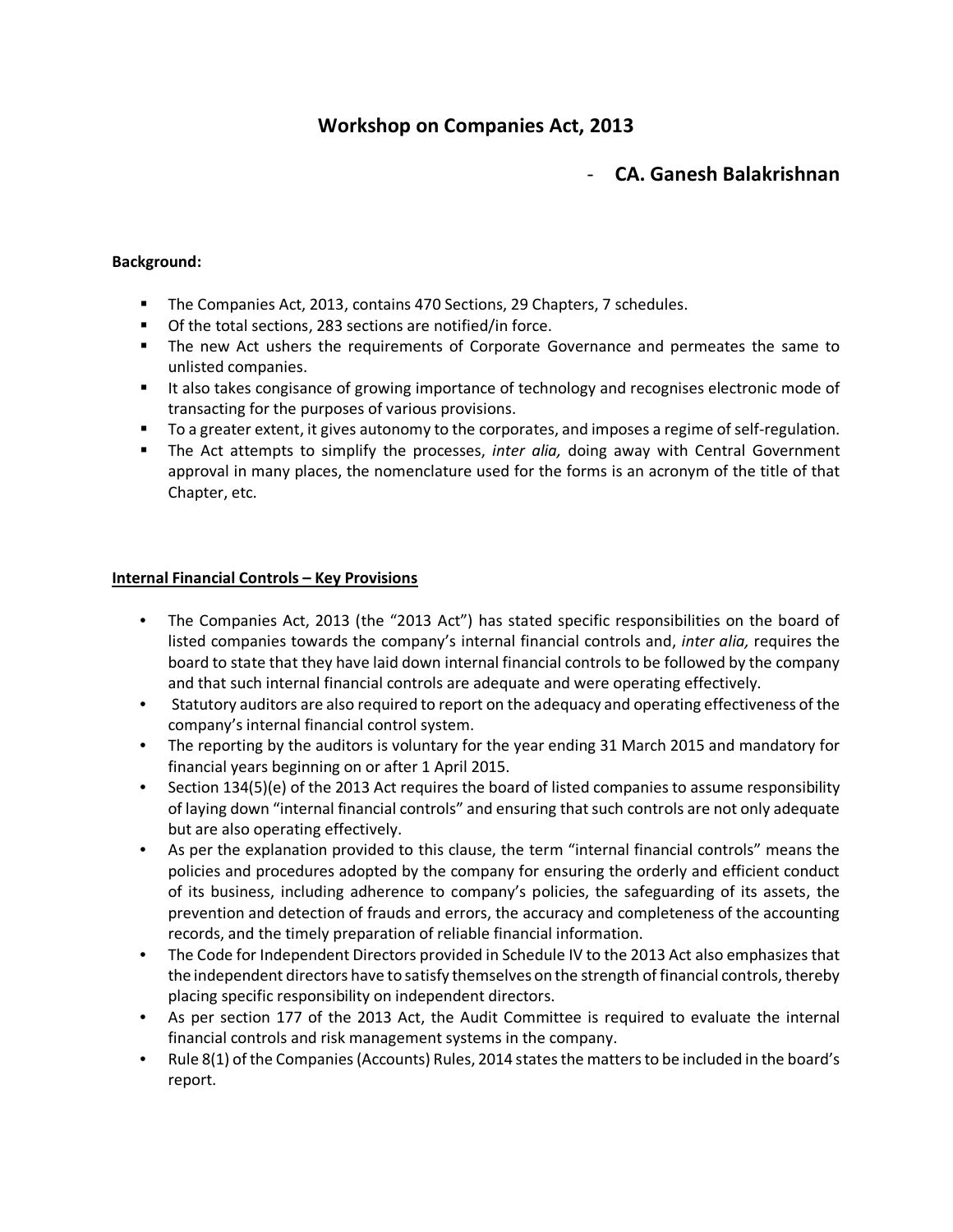# Workshop on Companies Act, 2013

## - CA. Ganesh Balakrishnan

**Background:**

- The Companies Act, 2013, contains 470 Sections, 29 Chapters, 7 schedules.
- Of the total sections, 283 sections are notified/in force.
- The new Act ushers the requirements of Corporate Governance and permeates the same to unlisted companies.
- It also takes congisance of growing importance of technology and recognises electronic mode of transacting for the purposes of various provisions.
- To a greater extent, it gives autonomy to the corporates, and imposes a regime of self-regulation.
- The Act attempts to simplify the processes, *inter alia,* doing away with Central Government approval in many places, the nomenclature used for the forms is an acronym of the title of that Chapter, etc.

**Internal Financial Controls – Key Provisions**

- The Companies Act, 2013 (the "2013 Act") has stated specific responsibilities on the board of listed companies towards the company's internal financial controls and, *inter alia,* requires the board to state that they have laid down internal financial controls to be followed by the company and that such internal financial controls are adequate and were operating effectively.
- Statutory auditors are also required to report on the adequacy and operating effectiveness of the company's internal financial control system.
- The reporting by the auditors is voluntary for the year ending 31 March 2015 and mandatory for financial years beginning on or after 1 April 2015.
- Section 134(5)(e) of the 2013 Act requires the board of listed companies to assume responsibility of laying down "internal financial controls" and ensuring that such controls are not only adequate but are also operating effectively.
- As per the explanation provided to this clause, the term "internal financial controls" means the policies and procedures adopted by the company for ensuring the orderly and efficient conduct of its business, including adherence to company's policies, the safeguarding of its assets, the prevention and detection of frauds and errors, the accuracy and completeness of the accounting records, and the timely preparation of reliable financial information.
- The Code for Independent Directors provided in Schedule IV to the 2013 Act also emphasizes that the independent directors have to satisfy themselves on the strength of financial controls, thereby placing specific responsibility on independent directors.
- As per section 177 of the 2013 Act, the Audit Committee is required to evaluate the internal financial controls and risk management systems in the company.
- Rule 8(1) of the Companies (Accounts) Rules, 2014 states the matters to be included in the board's report.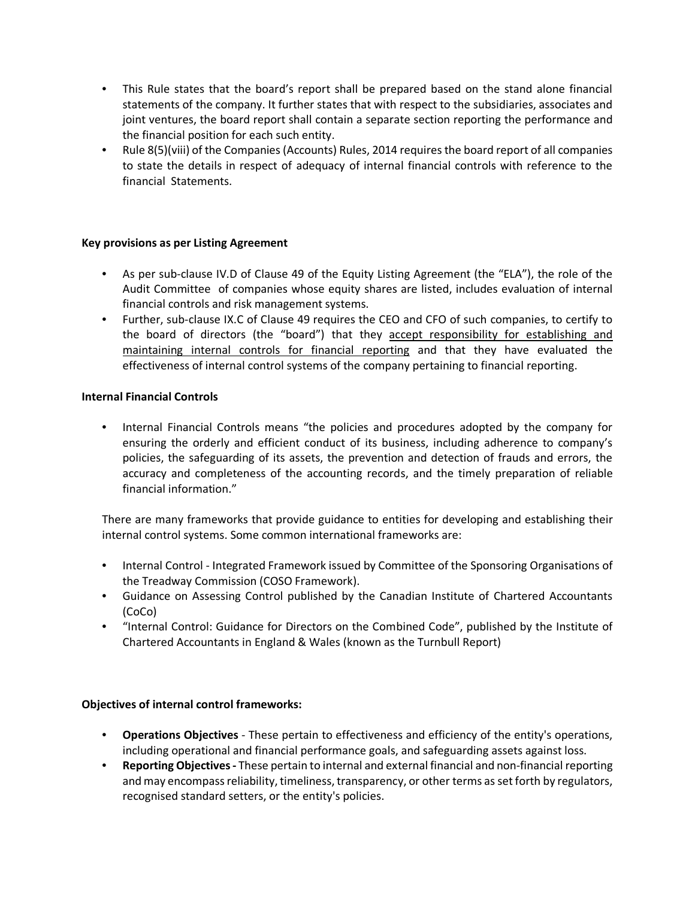- This Rule states that the board's report shall be prepared based on the stand alone financial statements of the company. It further states that with respect to the subsidiaries, associates and joint ventures, the board report shall contain a separate section reporting the performance and the financial position for each such entity.
- Rule 8(5)(viii) of the Companies (Accounts) Rules, 2014 requires the board report of all companies to state the details in respect of adequacy of internal financial controls with reference to the financial Statements.

**Key provisions as per Listing Agreement**

- As per sub-clause IV.D of Clause 49 of the Equity Listing Agreement (the "ELA"), the role of the Audit Committee of companies whose equity shares are listed, includes evaluation of internal financial controls and risk management systems.
- Further, sub-clause IX.C of Clause 49 requires the CEO and CFO of such companies, to certify to the board of directors (the "board") that they <u>accept responsibility for establishing and maintaining internal controls for financial reporting</u> and that they have evaluated the effectiveness of internal control systems of the company pertaining to financial reporting.

**Internal Financial Controls**

- Internal Financial Controls means "the policies and procedures adopted by the company for ensuring the orderly and efficient conduct of its business, including adherence to company's policies, the safeguarding of its assets, the prevention and detection of frauds and errors, the accuracy and completeness of the accounting records, and the timely preparation of reliable financial information."

There are many frameworks that provide guidance to entities for developing and establishing their internal control systems. Some common international frameworks are:

- Internal Control - Integrated Framework issued by Committee of the Sponsoring Organisations of the Treadway Commission (COSO Framework).
- Guidance on Assessing Control published by the Canadian Institute of Chartered Accountants (CoCo)
- "Internal Control: Guidance for Directors on the Combined Code", published by the Institute of Chartered Accountants in England & Wales (known as the Turnbull Report)

**Objectives of internal control frameworks:**

- **Operations Objectives** - These pertain to effectiveness and efficiency of the entity's operations, including operational and financial performance goals, and safeguarding assets against loss.
- **Reporting Objectives -** These pertain to internal and external financial and non-financial reporting and may encompass reliability, timeliness, transparency, or other terms as set forth by regulators, recognised standard setters, or the entity's policies.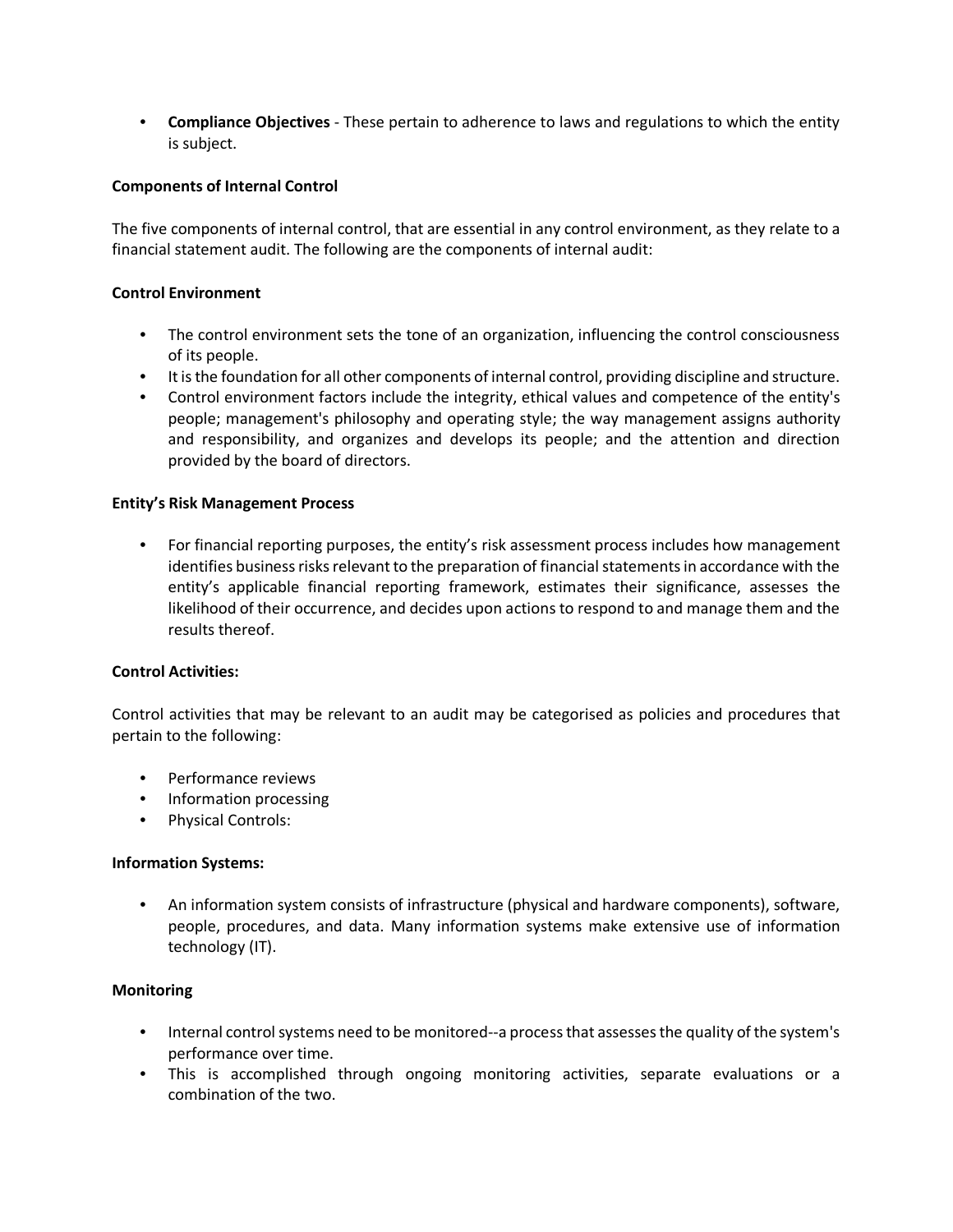- **Compliance Objectives** - These pertain to adherence to laws and regulations to which the entity is subject.

**Components of Internal Control**

The five components of internal control, that are essential in any control environment, as they relate to a financial statement audit. The following are the components of internal audit:

**Control Environment**

- The control environment sets the tone of an organization, influencing the control consciousness of its people.
- It is the foundation for all other components of internal control, providing discipline and structure.
- Control environment factors include the integrity, ethical values and competence of the entity's people; management's philosophy and operating style; the way management assigns authority and responsibility, and organizes and develops its people; and the attention and direction provided by the board of directors.

**Entity's Risk Management Process**

- For financial reporting purposes, the entity's risk assessment process includes how management identifies business risks relevant to the preparation of financial statements in accordance with the entity's applicable financial reporting framework, estimates their significance, assesses the likelihood of their occurrence, and decides upon actions to respond to and manage them and the results thereof.

**Control Activities:**

Control activities that may be relevant to an audit may be categorised as policies and procedures that pertain to the following:

- Performance reviews
- Information processing
- Physical Controls:

**Information Systems:**

- An information system consists of infrastructure (physical and hardware components), software, people, procedures, and data. Many information systems make extensive use of information technology (IT).

**Monitoring**

- Internal control systems need to be monitored--a process that assesses the quality of the system's performance over time.
- This is accomplished through ongoing monitoring activities, separate evaluations or a combination of the two.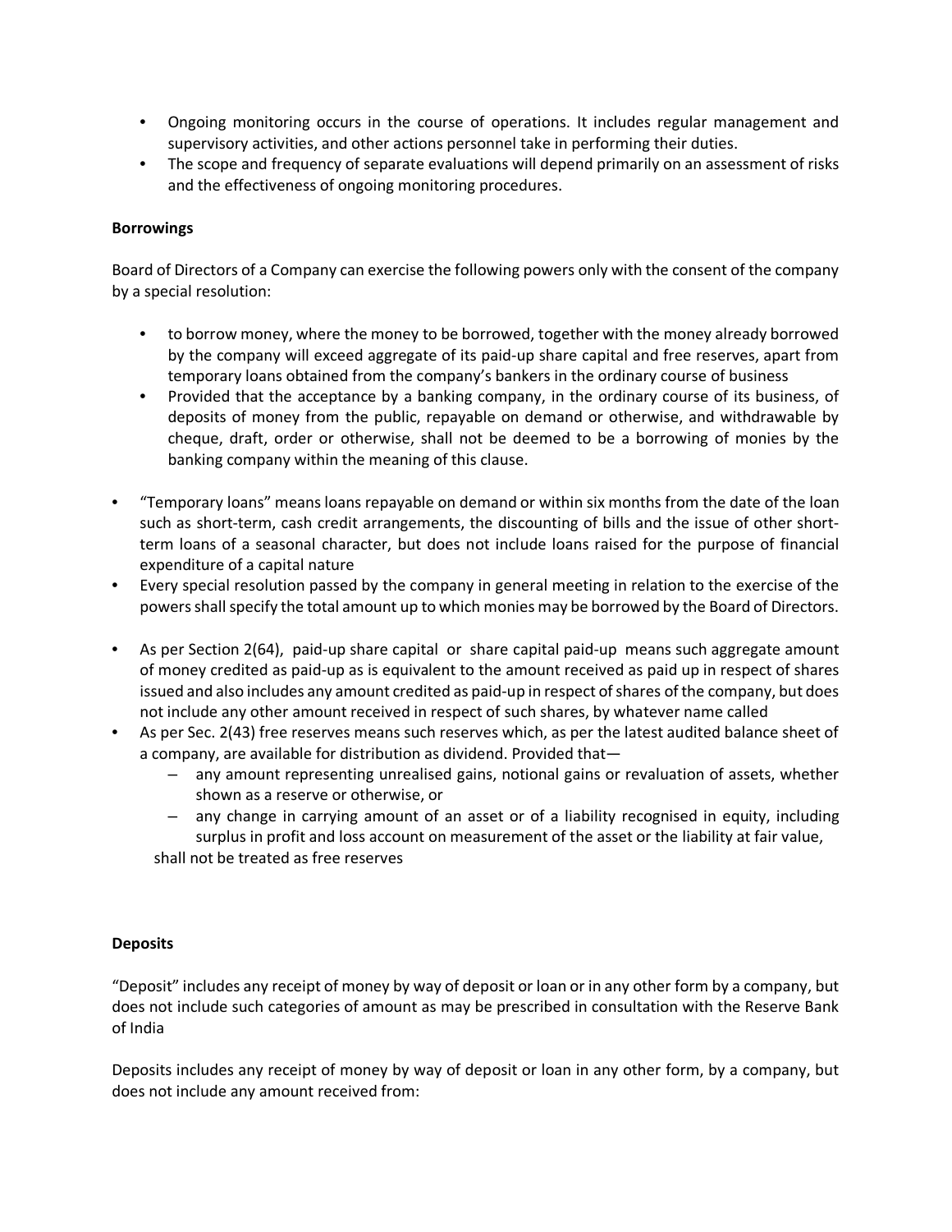- Ongoing monitoring occurs in the course of operations. It includes regular management and supervisory activities, and other actions personnel take in performing their duties.
- The scope and frequency of separate evaluations will depend primarily on an assessment of risks and the effectiveness of ongoing monitoring procedures.

**Borrowings**

Board of Directors of a Company can exercise the following powers only with the consent of the company by a special resolution:

- to borrow money, where the money to be borrowed, together with the money already borrowed by the company will exceed aggregate of its paid-up share capital and free reserves, apart from temporary loans obtained from the company's bankers in the ordinary course of business
- Provided that the acceptance by a banking company, in the ordinary course of its business, of deposits of money from the public, repayable on demand or otherwise, and withdrawable by cheque, draft, order or otherwise, shall not be deemed to be a borrowing of monies by the banking company within the meaning of this clause.

- "Temporary loans" means loans repayable on demand or within six months from the date of the loan such as short-term, cash credit arrangements, the discounting of bills and the issue of other short-term loans of a seasonal character, but does not include loans raised for the purpose of financial expenditure of a capital nature
- Every special resolution passed by the company in general meeting in relation to the exercise of the powers shall specify the total amount up to which monies may be borrowed by the Board of Directors.

- As per Section 2(64), paid-up share capital or share capital paid-up means such aggregate amount of money credited as paid-up as is equivalent to the amount received as paid up in respect of shares issued and also includes any amount credited as paid-up in respect of shares of the company, but does not include any other amount received in respect of such shares, by whatever name called
- As per Sec. 2(43) free reserves means such reserves which, as per the latest audited balance sheet of a company, are available for distribution as dividend. Provided that—
  - any amount representing unrealised gains, notional gains or revaluation of assets, whether shown as a reserve or otherwise, or
  - any change in carrying amount of an asset or of a liability recognised in equity, including surplus in profit and loss account on measurement of the asset or the liability at fair value,

  shall not be treated as free reserves

**Deposits**

"Deposit" includes any receipt of money by way of deposit or loan or in any other form by a company, but does not include such categories of amount as may be prescribed in consultation with the Reserve Bank of India

Deposits includes any receipt of money by way of deposit or loan in any other form, by a company, but does not include any amount received from: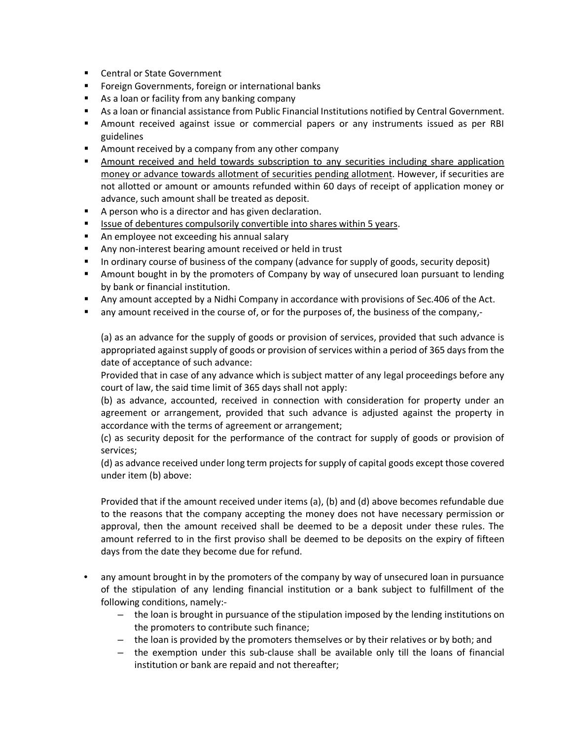- Central or State Government
- Foreign Governments, foreign or international banks
- As a loan or facility from any banking company
- As a loan or financial assistance from Public Financial Institutions notified by Central Government.
- Amount received against issue or commercial papers or any instruments issued as per RBI guidelines
- Amount received by a company from any other company
- <u>Amount received and held towards subscription to any securities including share application money or advance towards allotment of securities pending allotment</u>. However, if securities are not allotted or amount or amounts refunded within 60 days of receipt of application money or advance, such amount shall be treated as deposit.
- A person who is a director and has given declaration.
- <u>Issue of debentures compulsorily convertible into shares within 5 years</u>.
- An employee not exceeding his annual salary
- Any non-interest bearing amount received or held in trust
- In ordinary course of business of the company (advance for supply of goods, security deposit)
- Amount bought in by the promoters of Company by way of unsecured loan pursuant to lending by bank or financial institution.
- Any amount accepted by a Nidhi Company in accordance with provisions of Sec.406 of the Act.
- any amount received in the course of, or for the purposes of, the business of the company,-

  (a) as an advance for the supply of goods or provision of services, provided that such advance is appropriated against supply of goods or provision of services within a period of 365 days from the date of acceptance of such advance:
  Provided that in case of any advance which is subject matter of any legal proceedings before any court of law, the said time limit of 365 days shall not apply:
  (b) as advance, accounted, received in connection with consideration for property under an agreement or arrangement, provided that such advance is adjusted against the property in accordance with the terms of agreement or arrangement;
  (c) as security deposit for the performance of the contract for supply of goods or provision of services;
  (d) as advance received under long term projects for supply of capital goods except those covered under item (b) above:

  Provided that if the amount received under items (a), (b) and (d) above becomes refundable due to the reasons that the company accepting the money does not have necessary permission or approval, then the amount received shall be deemed to be a deposit under these rules. The amount referred to in the first proviso shall be deemed to be deposits on the expiry of fifteen days from the date they become due for refund.

- any amount brought in by the promoters of the company by way of unsecured loan in pursuance of the stipulation of any lending financial institution or a bank subject to fulfillment of the following conditions, namely:-
  - the loan is brought in pursuance of the stipulation imposed by the lending institutions on the promoters to contribute such finance;
  - the loan is provided by the promoters themselves or by their relatives or by both; and
  - the exemption under this sub-clause shall be available only till the loans of financial institution or bank are repaid and not thereafter;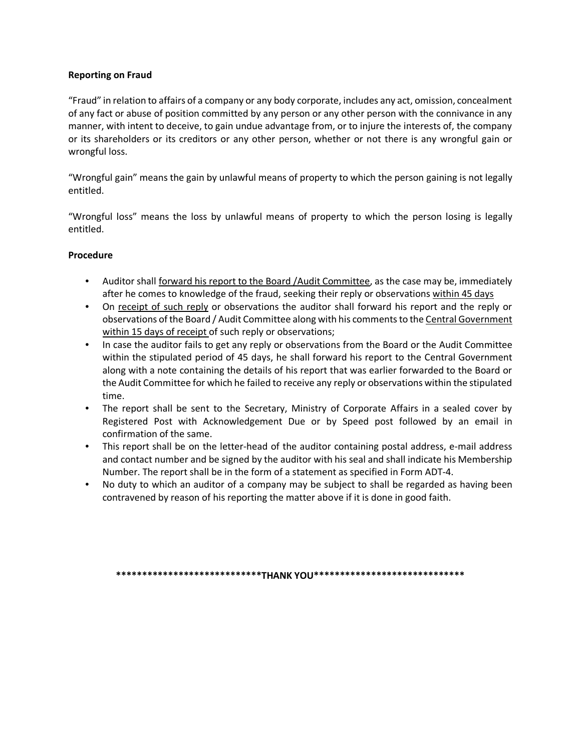**Reporting on Fraud**

"Fraud" in relation to affairs of a company or any body corporate, includes any act, omission, concealment of any fact or abuse of position committed by any person or any other person with the connivance in any manner, with intent to deceive, to gain undue advantage from, or to injure the interests of, the company or its shareholders or its creditors or any other person, whether or not there is any wrongful gain or wrongful loss.

"Wrongful gain" means the gain by unlawful means of property to which the person gaining is not legally entitled.

"Wrongful loss" means the loss by unlawful means of property to which the person losing is legally entitled.

**Procedure**

- Auditor shall forward his report to the Board /Audit Committee, as the case may be, immediately after he comes to knowledge of the fraud, seeking their reply or observations within 45 days
- On receipt of such reply or observations the auditor shall forward his report and the reply or observations of the Board / Audit Committee along with his comments to the Central Government within 15 days of receipt of such reply or observations;
- In case the auditor fails to get any reply or observations from the Board or the Audit Committee within the stipulated period of 45 days, he shall forward his report to the Central Government along with a note containing the details of his report that was earlier forwarded to the Board or the Audit Committee for which he failed to receive any reply or observations within the stipulated time.
- The report shall be sent to the Secretary, Ministry of Corporate Affairs in a sealed cover by Registered Post with Acknowledgement Due or by Speed post followed by an email in confirmation of the same.
- This report shall be on the letter-head of the auditor containing postal address, e-mail address and contact number and be signed by the auditor with his seal and shall indicate his Membership Number. The report shall be in the form of a statement as specified in Form ADT-4.
- No duty to which an auditor of a company may be subject to shall be regarded as having been contravened by reason of his reporting the matter above if it is done in good faith.

****************************THANK YOU*****************************